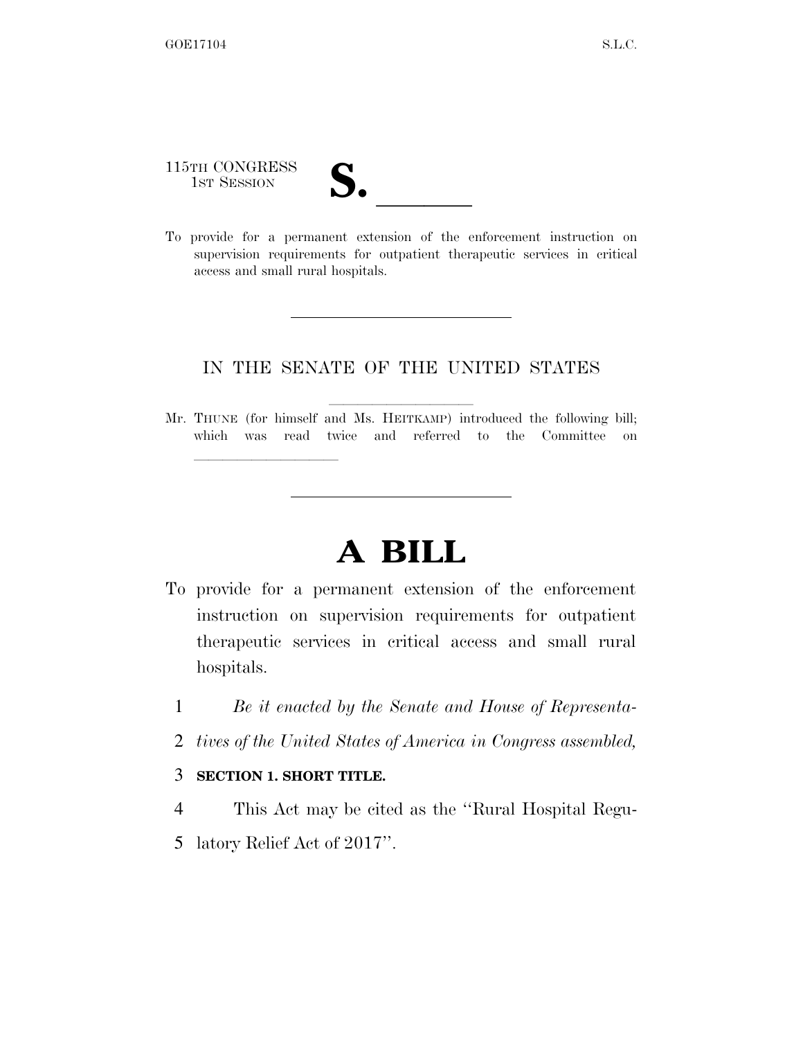115TH CONGRESS
1ST SESSION

# S. \_\_\_\_\_\_

To provide for a permanent extension of the enforcement instruction on supervision requirements for outpatient therapeutic services in critical access and small rural hospitals.

---

IN THE SENATE OF THE UNITED STATES

Mr. THUNE (for himself and Ms. HEITKAMP) introduced the following bill; which was read twice and referred to the Committee on \_\_\_\_\_\_\_\_\_\_

---

# A BILL

To provide for a permanent extension of the enforcement instruction on supervision requirements for outpatient therapeutic services in critical access and small rural hospitals.

1 *Be it enacted by the Senate and House of Representa-*
2 *tives of the United States of America in Congress assembled,*

3 **SECTION 1. SHORT TITLE.**

4 This Act may be cited as the ''Rural Hospital Regu-
5 latory Relief Act of 2017''.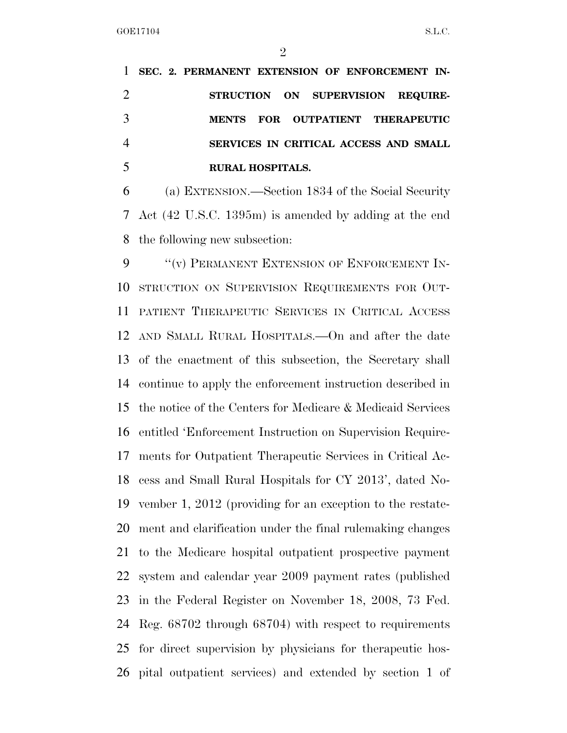**SEC. 2. PERMANENT EXTENSION OF ENFORCEMENT INSTRUCTION ON SUPERVISION REQUIREMENTS FOR OUTPATIENT THERAPEUTIC SERVICES IN CRITICAL ACCESS AND SMALL RURAL HOSPITALS.**

(a) EXTENSION.—Section 1834 of the Social Security Act (42 U.S.C. 1395m) is amended by adding at the end the following new subsection:

"(v) PERMANENT EXTENSION OF ENFORCEMENT INSTRUCTION ON SUPERVISION REQUIREMENTS FOR OUTPATIENT THERAPEUTIC SERVICES IN CRITICAL ACCESS AND SMALL RURAL HOSPITALS.—On and after the date of the enactment of this subsection, the Secretary shall continue to apply the enforcement instruction described in the notice of the Centers for Medicare & Medicaid Services entitled 'Enforcement Instruction on Supervision Requirements for Outpatient Therapeutic Services in Critical Access and Small Rural Hospitals for CY 2013', dated November 1, 2012 (providing for an exception to the restatement and clarification under the final rulemaking changes to the Medicare hospital outpatient prospective payment system and calendar year 2009 payment rates (published in the Federal Register on November 18, 2008, 73 Fed. Reg. 68702 through 68704) with respect to requirements for direct supervision by physicians for therapeutic hospital outpatient services) and extended by section 1 of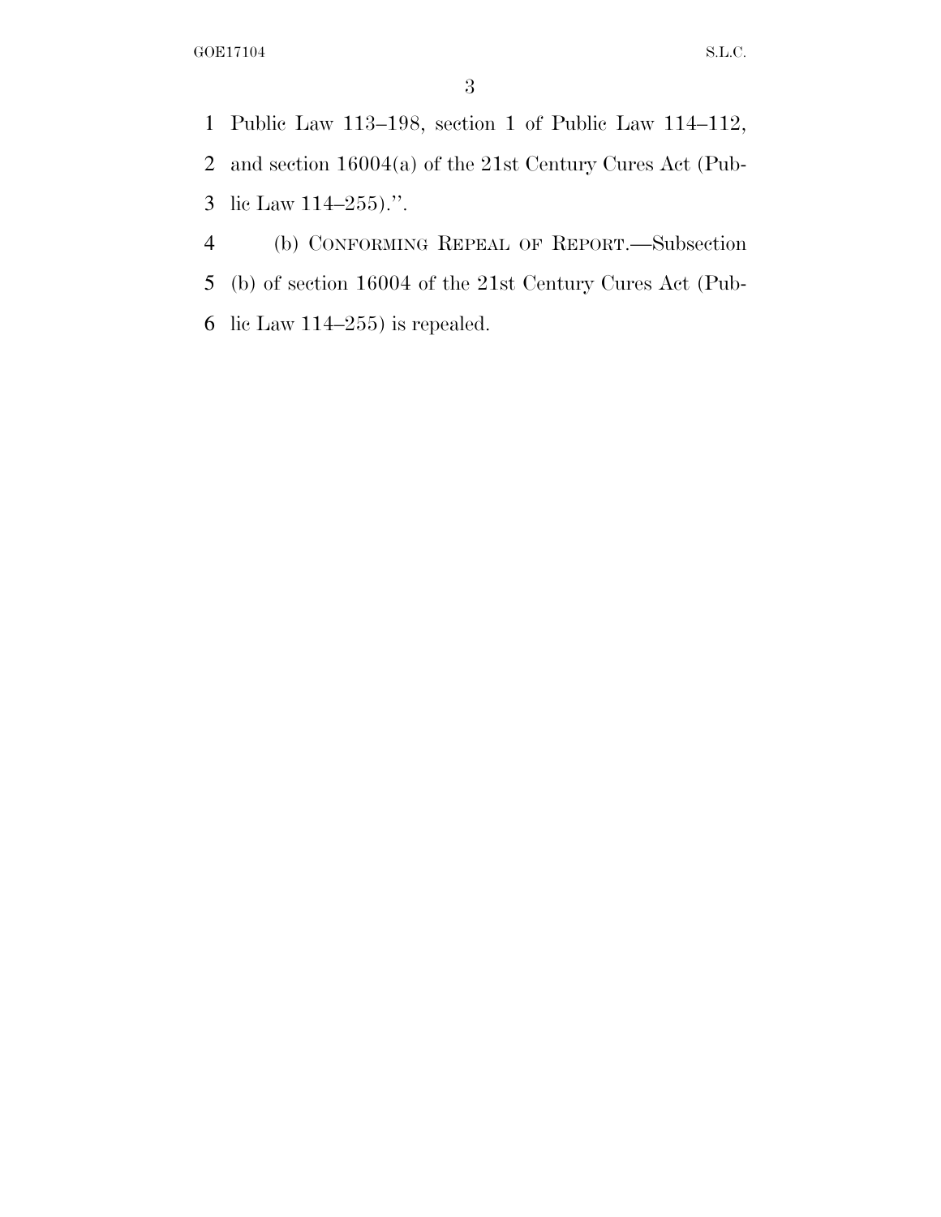Public Law 113–198, section 1 of Public Law 114–112, and section 16004(a) of the 21st Century Cures Act (Public Law 114–255).''.

(b) CONFORMING REPEAL OF REPORT.—Subsection (b) of section 16004 of the 21st Century Cures Act (Public Law 114–255) is repealed.